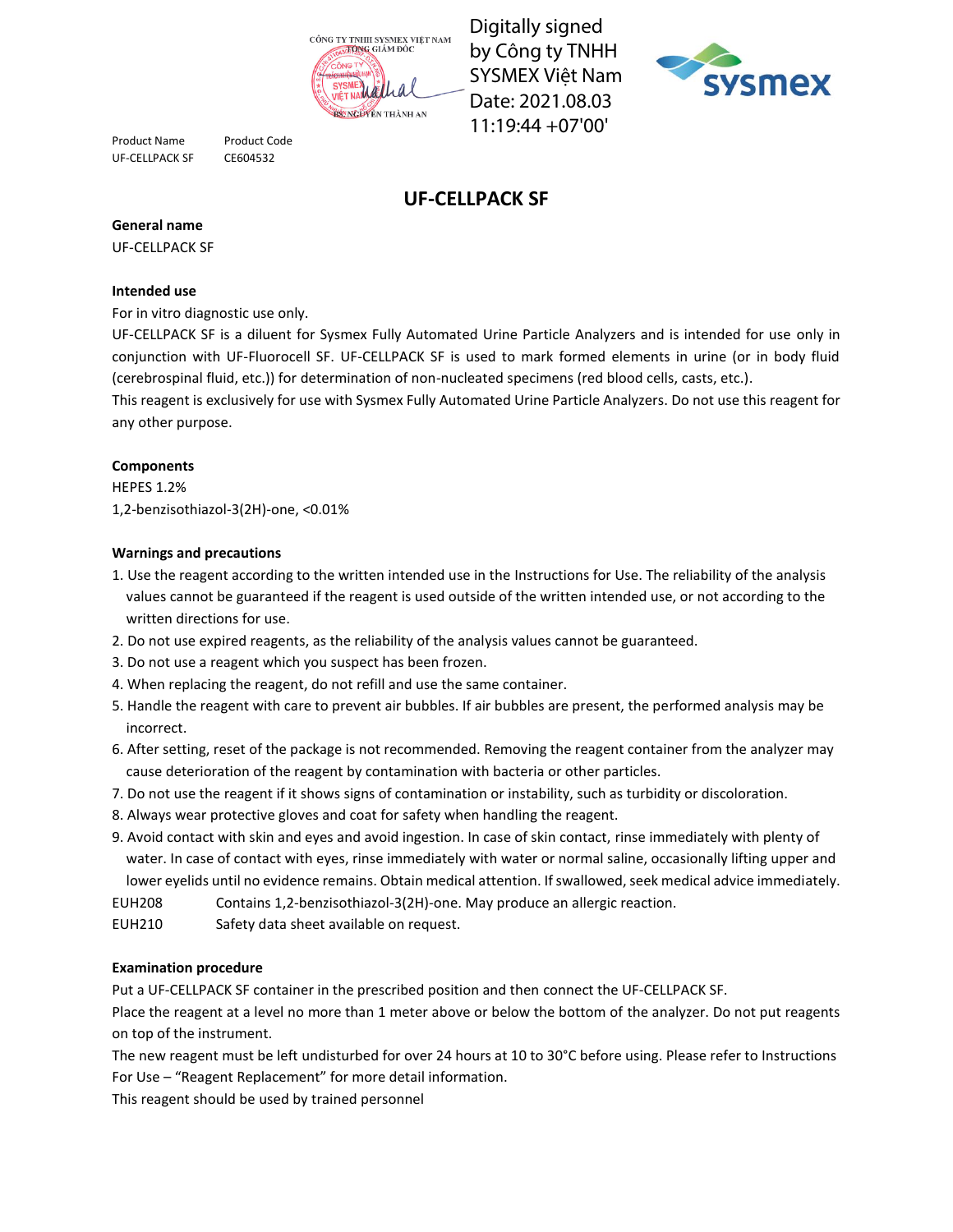CÔNG TY TNHH SYSMEX VIỆT NAM
TỔNG GIÁM ĐỐC
NGUYỄN THÀNH AN

Digitally signed by Công ty TNHH SYSMEX Việt Nam
Date: 2021.08.03 11:19:44 +07'00'

sysmex

| Product Name | Product Code |
|---|---|
| UF-CELLPACK SF | CE604532 |

# UF-CELLPACK SF

**General name**

UF-CELLPACK SF

**Intended use**

For in vitro diagnostic use only.

UF-CELLPACK SF is a diluent for Sysmex Fully Automated Urine Particle Analyzers and is intended for use only in conjunction with UF-Fluorocell SF. UF-CELLPACK SF is used to mark formed elements in urine (or in body fluid (cerebrospinal fluid, etc.)) for determination of non-nucleated specimens (red blood cells, casts, etc.).

This reagent is exclusively for use with Sysmex Fully Automated Urine Particle Analyzers. Do not use this reagent for any other purpose.

**Components**

HEPES 1.2%

1,2-benzisothiazol-3(2H)-one, <0.01%

**Warnings and precautions**

1. Use the reagent according to the written intended use in the Instructions for Use. The reliability of the analysis values cannot be guaranteed if the reagent is used outside of the written intended use, or not according to the written directions for use.
2. Do not use expired reagents, as the reliability of the analysis values cannot be guaranteed.
3. Do not use a reagent which you suspect has been frozen.
4. When replacing the reagent, do not refill and use the same container.
5. Handle the reagent with care to prevent air bubbles. If air bubbles are present, the performed analysis may be incorrect.
6. After setting, reset of the package is not recommended. Removing the reagent container from the analyzer may cause deterioration of the reagent by contamination with bacteria or other particles.
7. Do not use the reagent if it shows signs of contamination or instability, such as turbidity or discoloration.
8. Always wear protective gloves and coat for safety when handling the reagent.
9. Avoid contact with skin and eyes and avoid ingestion. In case of skin contact, rinse immediately with plenty of water. In case of contact with eyes, rinse immediately with water or normal saline, occasionally lifting upper and lower eyelids until no evidence remains. Obtain medical attention. If swallowed, seek medical advice immediately.

EUH208 Contains 1,2-benzisothiazol-3(2H)-one. May produce an allergic reaction.

EUH210 Safety data sheet available on request.

**Examination procedure**

Put a UF-CELLPACK SF container in the prescribed position and then connect the UF-CELLPACK SF.

Place the reagent at a level no more than 1 meter above or below the bottom of the analyzer. Do not put reagents on top of the instrument.

The new reagent must be left undisturbed for over 24 hours at 10 to 30°C before using. Please refer to Instructions For Use – "Reagent Replacement" for more detail information.

This reagent should be used by trained personnel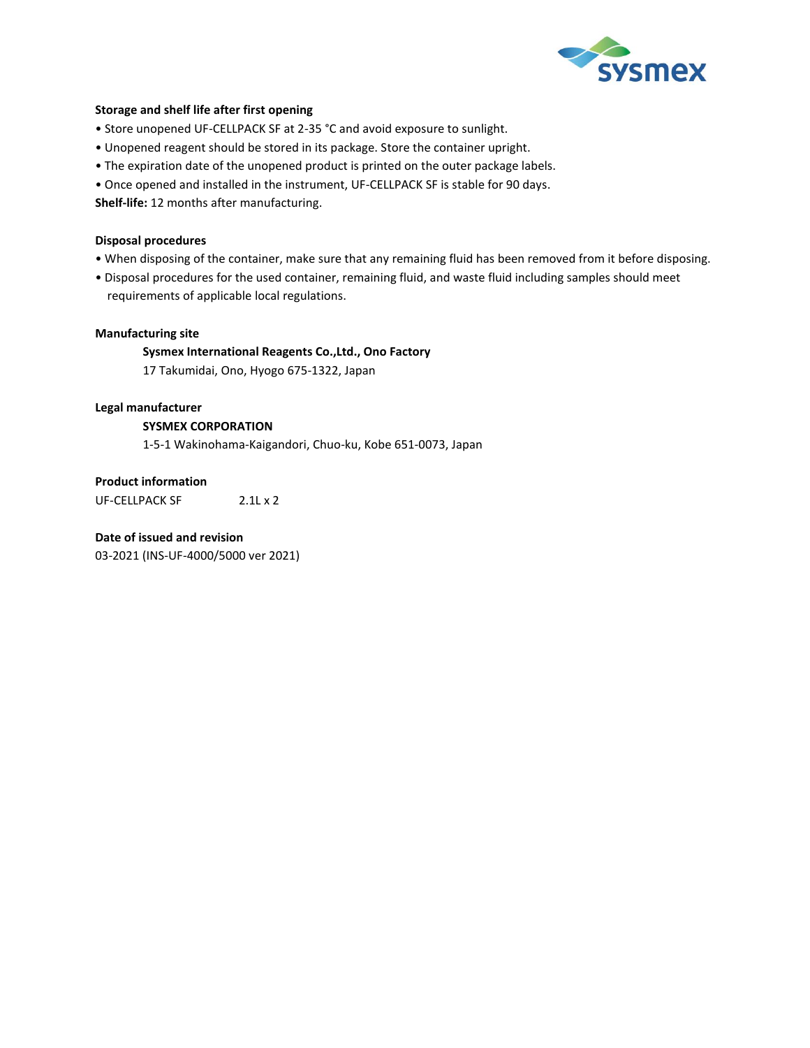**Storage and shelf life after first opening**

- Store unopened UF-CELLPACK SF at 2-35 °C and avoid exposure to sunlight.
- Unopened reagent should be stored in its package. Store the container upright.
- The expiration date of the unopened product is printed on the outer package labels.
- Once opened and installed in the instrument, UF-CELLPACK SF is stable for 90 days.

**Shelf-life:** 12 months after manufacturing.

**Disposal procedures**

- When disposing of the container, make sure that any remaining fluid has been removed from it before disposing.
- Disposal procedures for the used container, remaining fluid, and waste fluid including samples should meet requirements of applicable local regulations.

**Manufacturing site**

**Sysmex International Reagents Co.,Ltd., Ono Factory**
17 Takumidai, Ono, Hyogo 675-1322, Japan

**Legal manufacturer**

**SYSMEX CORPORATION**
1-5-1 Wakinohama-Kaigandori, Chuo-ku, Kobe 651-0073, Japan

**Product information**

UF-CELLPACK SF 2.1L x 2

**Date of issued and revision**

03-2021 (INS-UF-4000/5000 ver 2021)